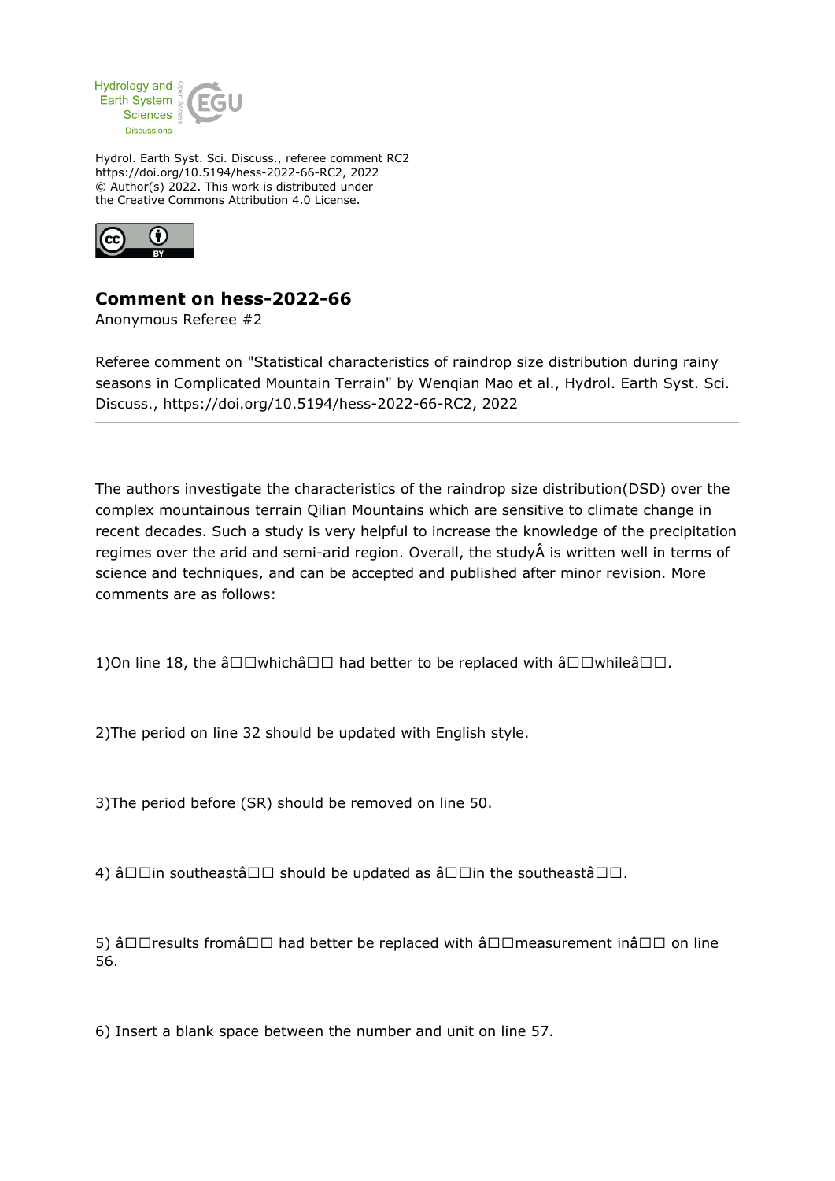Hydrology and Earth System Sciences Discussions

Hydrol. Earth Syst. Sci. Discuss., referee comment RC2
https://doi.org/10.5194/hess-2022-66-RC2, 2022
© Author(s) 2022. This work is distributed under
the Creative Commons Attribution 4.0 License.

## Comment on hess-2022-66

Anonymous Referee #2

Referee comment on "Statistical characteristics of raindrop size distribution during rainy seasons in Complicated Mountain Terrain" by Wenqian Mao et al., Hydrol. Earth Syst. Sci. Discuss., https://doi.org/10.5194/hess-2022-66-RC2, 2022

The authors investigate the characteristics of the raindrop size distribution(DSD) over the complex mountainous terrain Qilian Mountains which are sensitive to climate change in recent decades. Such a study is very helpful to increase the knowledge of the precipitation regimes over the arid and semi-arid region. Overall, the studyÂ is written well in terms of science and techniques, and can be accepted and published after minor revision. More comments are as follows:

1)On line 18, the â□□whichâ□□ had better to be replaced with â□□whileâ□□.

2)The period on line 32 should be updated with English style.

3)The period before (SR) should be removed on line 50.

4) â□□in southeastâ□□ should be updated as â□□in the southeastâ□□.

5) â□□results fromâ□□ had better be replaced with â□□measurement inâ□□ on line 56.

6) Insert a blank space between the number and unit on line 57.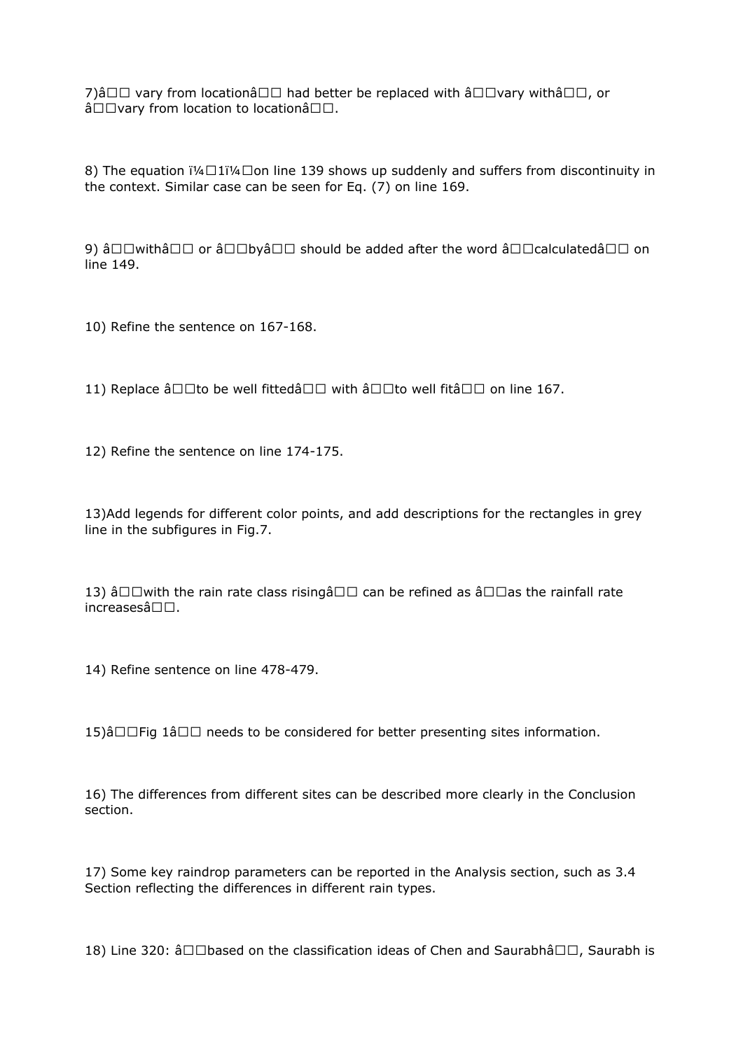7)â□□ vary from locationâ□□ had better be replaced with â□□vary withâ□□, or â□□vary from location to locationâ□□.

8) The equation ï¼□1ï¼□on line 139 shows up suddenly and suffers from discontinuity in the context. Similar case can be seen for Eq. (7) on line 169.

9) â□□withâ□□ or â□□byâ□□ should be added after the word â□□calculatedâ□□ on line 149.

10) Refine the sentence on 167-168.

11) Replace â□□to be well fittedâ□□ with â□□to well fitâ□□ on line 167.

12) Refine the sentence on line 174-175.

13)Add legends for different color points, and add descriptions for the rectangles in grey line in the subfigures in Fig.7.

13) â□□with the rain rate class risingâ□□ can be refined as â□□as the rainfall rate increasesâ□□.

14) Refine sentence on line 478-479.

15)â□□Fig 1â□□ needs to be considered for better presenting sites information.

16) The differences from different sites can be described more clearly in the Conclusion section.

17) Some key raindrop parameters can be reported in the Analysis section, such as 3.4 Section reflecting the differences in different rain types.

18) Line 320: â□□based on the classification ideas of Chen and Saurabhâ□□, Saurabh is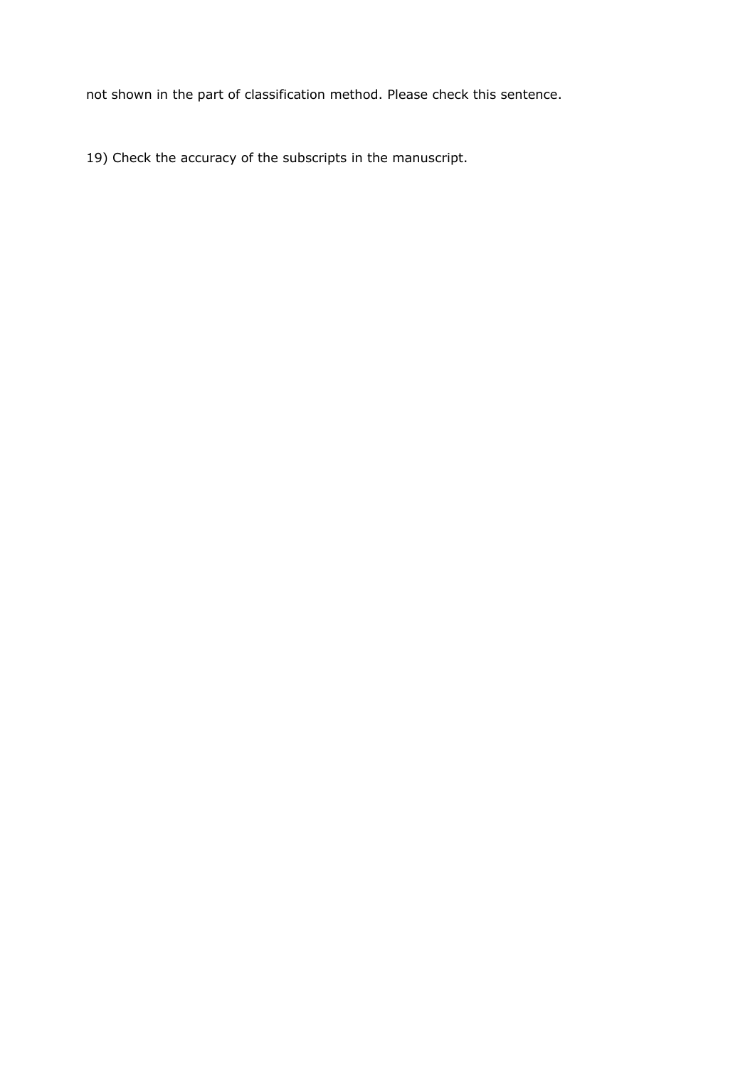not shown in the part of classification method. Please check this sentence.

19) Check the accuracy of the subscripts in the manuscript.